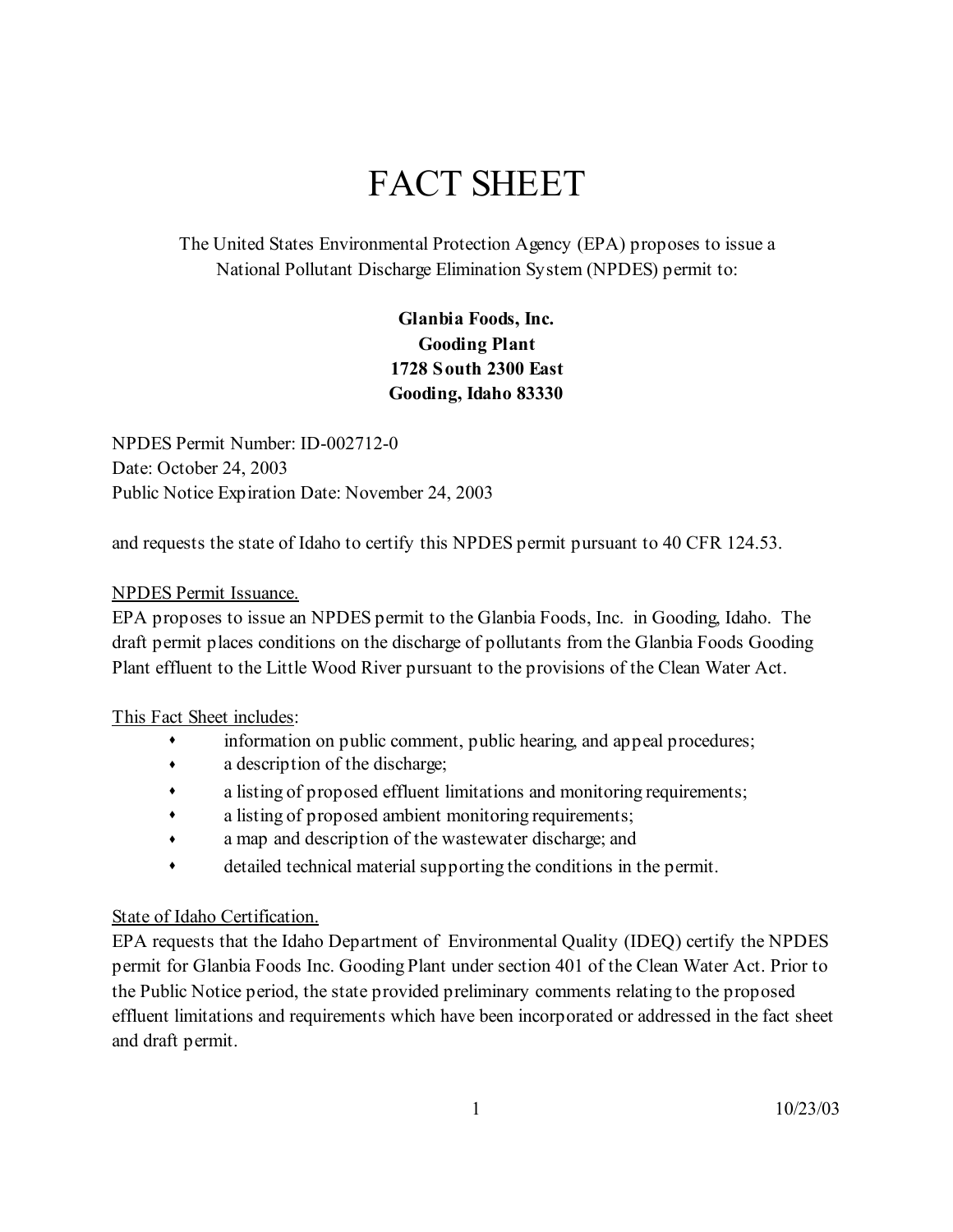# FACT SHEET

The United States Environmental Protection Agency (EPA) proposes to issue a National Pollutant Discharge Elimination System (NPDES) permit to:

**Glanbia Foods, Inc.**
**Gooding Plant**
**1728 South 2300 East**
**Gooding, Idaho 83330**

NPDES Permit Number: ID-002712-0
Date: October 24, 2003
Public Notice Expiration Date: November 24, 2003

and requests the state of Idaho to certify this NPDES permit pursuant to 40 CFR 124.53.

NPDES Permit Issuance.
EPA proposes to issue an NPDES permit to the Glanbia Foods, Inc. in Gooding, Idaho. The draft permit places conditions on the discharge of pollutants from the Glanbia Foods Gooding Plant effluent to the Little Wood River pursuant to the provisions of the Clean Water Act.

This Fact Sheet includes:

- information on public comment, public hearing, and appeal procedures;
- a description of the discharge;
- a listing of proposed effluent limitations and monitoring requirements;
- a listing of proposed ambient monitoring requirements;
- a map and description of the wastewater discharge; and
- detailed technical material supporting the conditions in the permit.

State of Idaho Certification.
EPA requests that the Idaho Department of Environmental Quality (IDEQ) certify the NPDES permit for Glanbia Foods Inc. Gooding Plant under section 401 of the Clean Water Act. Prior to the Public Notice period, the state provided preliminary comments relating to the proposed effluent limitations and requirements which have been incorporated or addressed in the fact sheet and draft permit.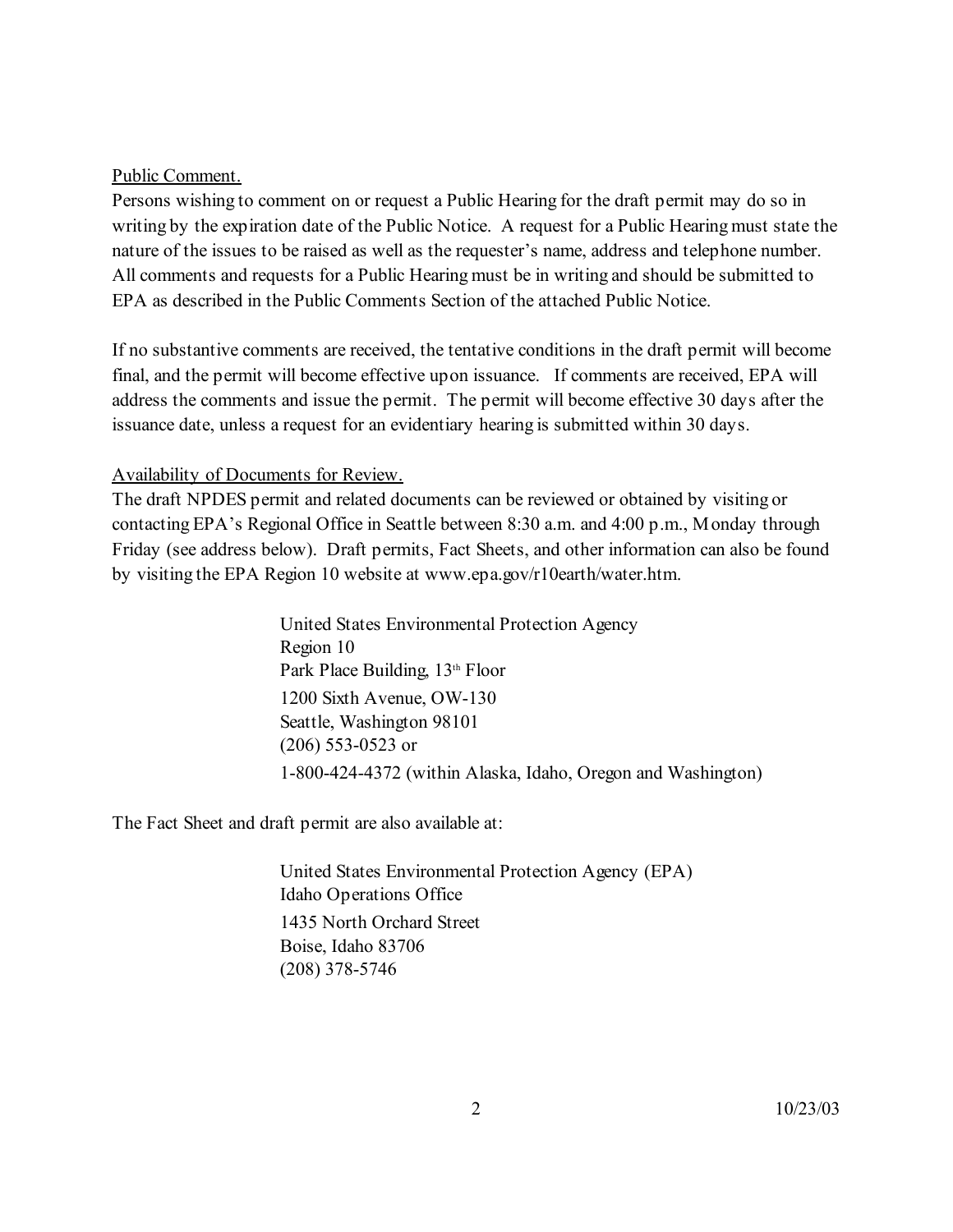Public Comment.

Persons wishing to comment on or request a Public Hearing for the draft permit may do so in writing by the expiration date of the Public Notice. A request for a Public Hearing must state the nature of the issues to be raised as well as the requester's name, address and telephone number. All comments and requests for a Public Hearing must be in writing and should be submitted to EPA as described in the Public Comments Section of the attached Public Notice.

If no substantive comments are received, the tentative conditions in the draft permit will become final, and the permit will become effective upon issuance. If comments are received, EPA will address the comments and issue the permit. The permit will become effective 30 days after the issuance date, unless a request for an evidentiary hearing is submitted within 30 days.

Availability of Documents for Review.

The draft NPDES permit and related documents can be reviewed or obtained by visiting or contacting EPA's Regional Office in Seattle between 8:30 a.m. and 4:00 p.m., Monday through Friday (see address below). Draft permits, Fact Sheets, and other information can also be found by visiting the EPA Region 10 website at www.epa.gov/r10earth/water.htm.

> United States Environmental Protection Agency
> Region 10
> Park Place Building, 13th Floor
> 1200 Sixth Avenue, OW-130
> Seattle, Washington 98101
> (206) 553-0523 or
> 1-800-424-4372 (within Alaska, Idaho, Oregon and Washington)

The Fact Sheet and draft permit are also available at:

> United States Environmental Protection Agency (EPA)
> Idaho Operations Office
> 1435 North Orchard Street
> Boise, Idaho 83706
> (208) 378-5746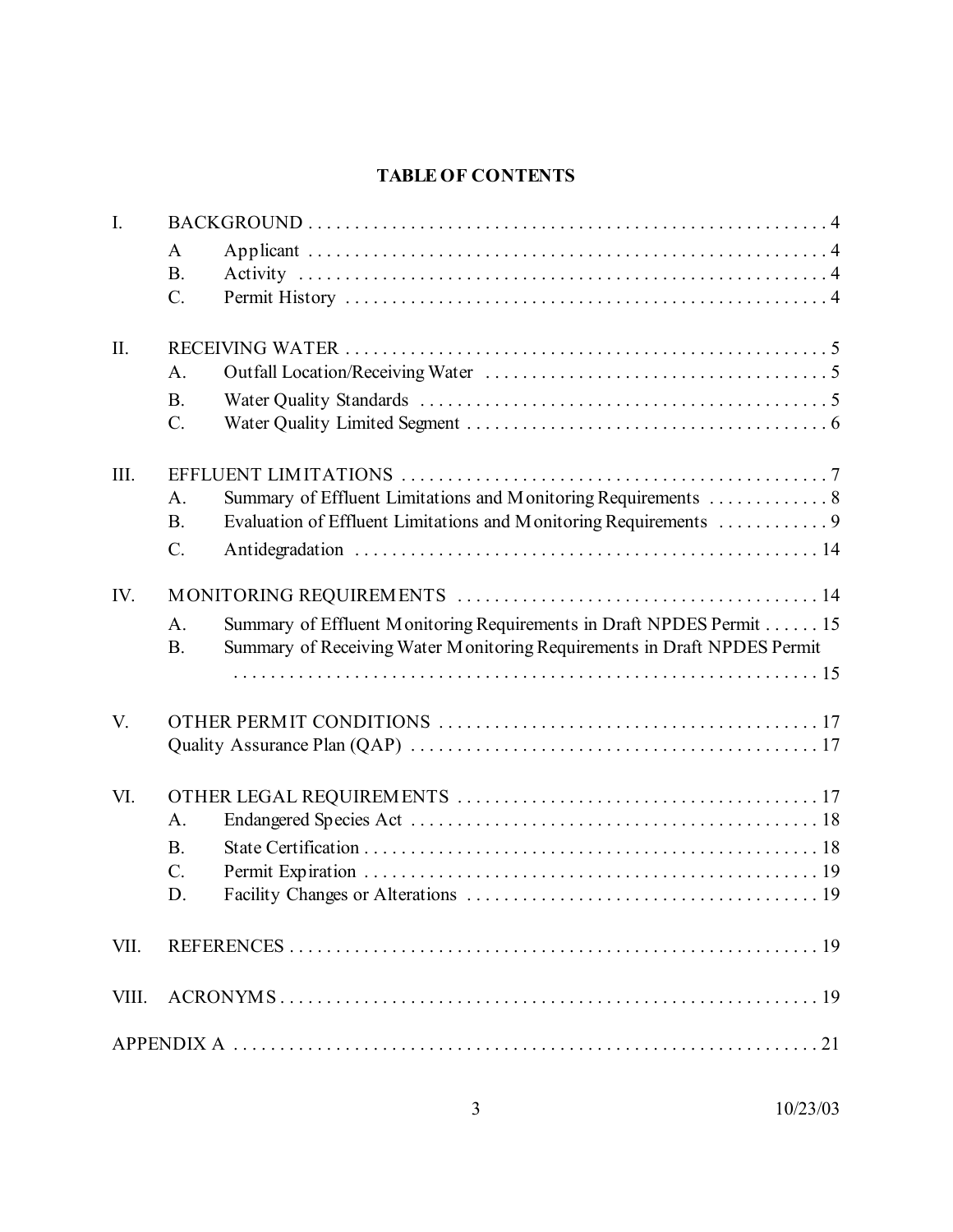## TABLE OF CONTENTS

| | | | |
|---|---|---|---|
| I. | BACKGROUND | | 4 |
| | A | Applicant | 4 |
| | B. | Activity | 4 |
| | C. | Permit History | 4 |
| II. | RECEIVING WATER | | 5 |
| | A. | Outfall Location/Receiving Water | 5 |
| | B. | Water Quality Standards | 5 |
| | C. | Water Quality Limited Segment | 6 |
| III. | EFFLUENT LIMITATIONS | | 7 |
| | A. | Summary of Effluent Limitations and Monitoring Requirements | 8 |
| | B. | Evaluation of Effluent Limitations and Monitoring Requirements | 9 |
| | C. | Antidegradation | 14 |
| IV. | MONITORING REQUIREMENTS | | 14 |
| | A. | Summary of Effluent Monitoring Requirements in Draft NPDES Permit | 15 |
| | B. | Summary of Receiving Water Monitoring Requirements in Draft NPDES Permit | 15 |
| V. | OTHER PERMIT CONDITIONS | | 17 |
| | Quality Assurance Plan (QAP) | | 17 |
| VI. | OTHER LEGAL REQUIREMENTS | | 17 |
| | A. | Endangered Species Act | 18 |
| | B. | State Certification | 18 |
| | C. | Permit Expiration | 19 |
| | D. | Facility Changes or Alterations | 19 |
| VII. | REFERENCES | | 19 |
| VIII. | ACRONYMS | | 19 |
| APPENDIX A | | | 21 |

10/23/03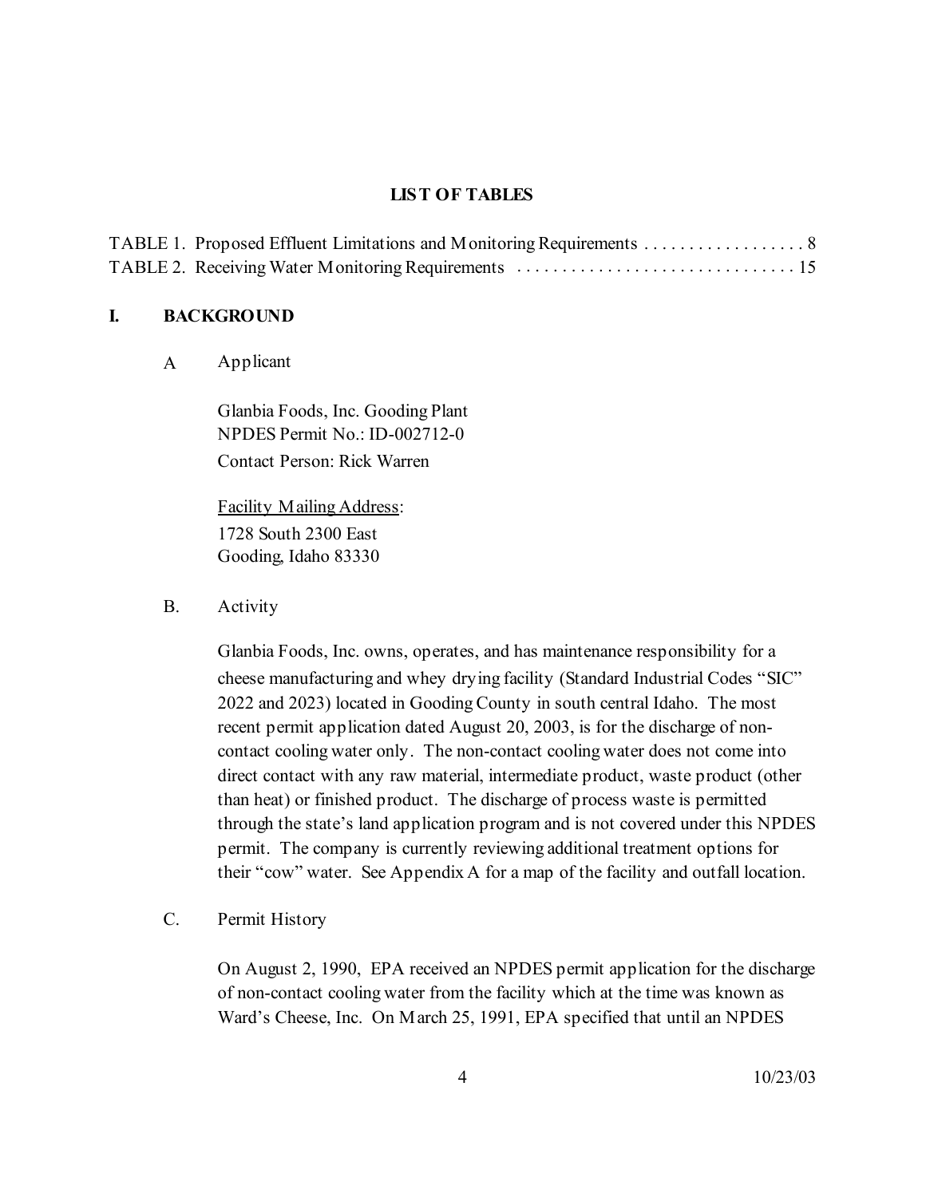## LIST OF TABLES

TABLE 1. Proposed Effluent Limitations and Monitoring Requirements . . . . . . . . . . . . . . . . . . 8
TABLE 2. Receiving Water Monitoring Requirements . . . . . . . . . . . . . . . . . . . . . . . . . . . . . . . . 15

## I. BACKGROUND

### A Applicant

Glanbia Foods, Inc. Gooding Plant
NPDES Permit No.: ID-002712-0
Contact Person: Rick Warren

Facility Mailing Address:
1728 South 2300 East
Gooding, Idaho 83330

### B. Activity

Glanbia Foods, Inc. owns, operates, and has maintenance responsibility for a cheese manufacturing and whey drying facility (Standard Industrial Codes "SIC" 2022 and 2023) located in Gooding County in south central Idaho. The most recent permit application dated August 20, 2003, is for the discharge of non-contact cooling water only. The non-contact cooling water does not come into direct contact with any raw material, intermediate product, waste product (other than heat) or finished product. The discharge of process waste is permitted through the state's land application program and is not covered under this NPDES permit. The company is currently reviewing additional treatment options for their "cow" water. See Appendix A for a map of the facility and outfall location.

### C. Permit History

On August 2, 1990, EPA received an NPDES permit application for the discharge of non-contact cooling water from the facility which at the time was known as Ward's Cheese, Inc. On March 25, 1991, EPA specified that until an NPDES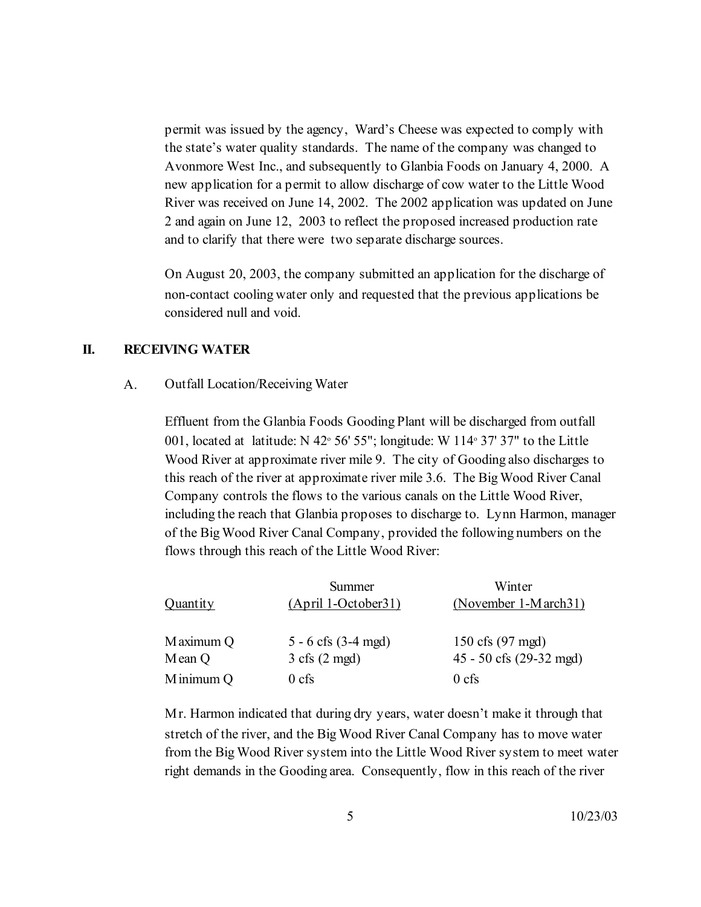permit was issued by the agency, Ward's Cheese was expected to comply with the state's water quality standards. The name of the company was changed to Avonmore West Inc., and subsequently to Glanbia Foods on January 4, 2000. A new application for a permit to allow discharge of cow water to the Little Wood River was received on June 14, 2002. The 2002 application was updated on June 2 and again on June 12, 2003 to reflect the proposed increased production rate and to clarify that there were two separate discharge sources.

On August 20, 2003, the company submitted an application for the discharge of non-contact cooling water only and requested that the previous applications be considered null and void.

## II. RECEIVING WATER

### A. Outfall Location/Receiving Water

Effluent from the Glanbia Foods Gooding Plant will be discharged from outfall 001, located at latitude: N 42° 56' 55"; longitude: W 114° 37' 37" to the Little Wood River at approximate river mile 9. The city of Gooding also discharges to this reach of the river at approximate river mile 3.6. The Big Wood River Canal Company controls the flows to the various canals on the Little Wood River, including the reach that Glanbia proposes to discharge to. Lynn Harmon, manager of the Big Wood River Canal Company, provided the following numbers on the flows through this reach of the Little Wood River:

| Quantity | Summer (April 1-October31) | Winter (November 1-March31) |
|---|---|---|
| Maximum Q | 5 - 6 cfs (3-4 mgd) | 150 cfs (97 mgd) |
| Mean Q | 3 cfs (2 mgd) | 45 - 50 cfs (29-32 mgd) |
| Minimum Q | 0 cfs | 0 cfs |

Mr. Harmon indicated that during dry years, water doesn't make it through that stretch of the river, and the Big Wood River Canal Company has to move water from the Big Wood River system into the Little Wood River system to meet water right demands in the Gooding area. Consequently, flow in this reach of the river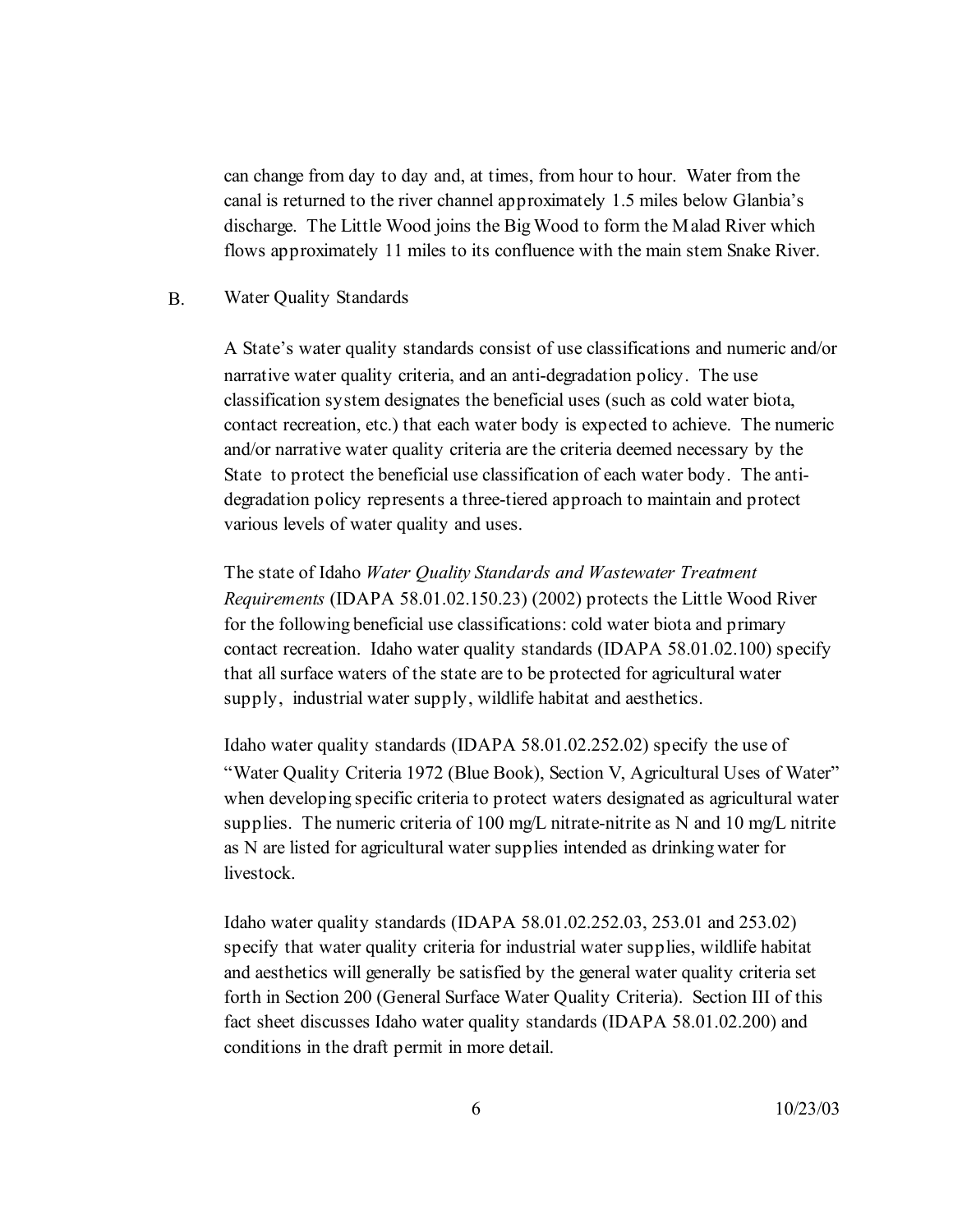can change from day to day and, at times, from hour to hour. Water from the canal is returned to the river channel approximately 1.5 miles below Glanbia's discharge. The Little Wood joins the Big Wood to form the Malad River which flows approximately 11 miles to its confluence with the main stem Snake River.

## B. Water Quality Standards

A State's water quality standards consist of use classifications and numeric and/or narrative water quality criteria, and an anti-degradation policy. The use classification system designates the beneficial uses (such as cold water biota, contact recreation, etc.) that each water body is expected to achieve. The numeric and/or narrative water quality criteria are the criteria deemed necessary by the State to protect the beneficial use classification of each water body. The anti-degradation policy represents a three-tiered approach to maintain and protect various levels of water quality and uses.

The state of Idaho *Water Quality Standards and Wastewater Treatment Requirements* (IDAPA 58.01.02.150.23) (2002) protects the Little Wood River for the following beneficial use classifications: cold water biota and primary contact recreation. Idaho water quality standards (IDAPA 58.01.02.100) specify that all surface waters of the state are to be protected for agricultural water supply, industrial water supply, wildlife habitat and aesthetics.

Idaho water quality standards (IDAPA 58.01.02.252.02) specify the use of "Water Quality Criteria 1972 (Blue Book), Section V, Agricultural Uses of Water" when developing specific criteria to protect waters designated as agricultural water supplies. The numeric criteria of 100 mg/L nitrate-nitrite as N and 10 mg/L nitrite as N are listed for agricultural water supplies intended as drinking water for livestock.

Idaho water quality standards (IDAPA 58.01.02.252.03, 253.01 and 253.02) specify that water quality criteria for industrial water supplies, wildlife habitat and aesthetics will generally be satisfied by the general water quality criteria set forth in Section 200 (General Surface Water Quality Criteria). Section III of this fact sheet discusses Idaho water quality standards (IDAPA 58.01.02.200) and conditions in the draft permit in more detail.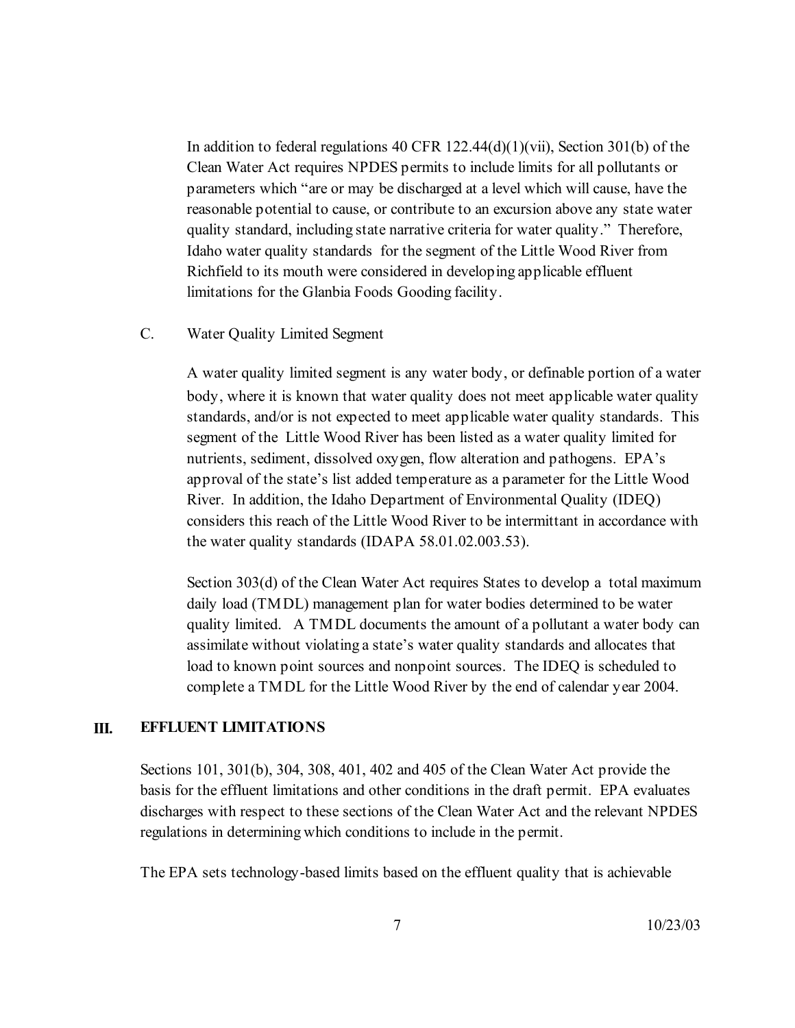In addition to federal regulations 40 CFR 122.44(d)(1)(vii), Section 301(b) of the Clean Water Act requires NPDES permits to include limits for all pollutants or parameters which "are or may be discharged at a level which will cause, have the reasonable potential to cause, or contribute to an excursion above any state water quality standard, including state narrative criteria for water quality." Therefore, Idaho water quality standards for the segment of the Little Wood River from Richfield to its mouth were considered in developing applicable effluent limitations for the Glanbia Foods Gooding facility.

C. Water Quality Limited Segment

A water quality limited segment is any water body, or definable portion of a water body, where it is known that water quality does not meet applicable water quality standards, and/or is not expected to meet applicable water quality standards. This segment of the Little Wood River has been listed as a water quality limited for nutrients, sediment, dissolved oxygen, flow alteration and pathogens. EPA's approval of the state's list added temperature as a parameter for the Little Wood River. In addition, the Idaho Department of Environmental Quality (IDEQ) considers this reach of the Little Wood River to be intermittant in accordance with the water quality standards (IDAPA 58.01.02.003.53).

Section 303(d) of the Clean Water Act requires States to develop a total maximum daily load (TMDL) management plan for water bodies determined to be water quality limited. A TMDL documents the amount of a pollutant a water body can assimilate without violating a state's water quality standards and allocates that load to known point sources and nonpoint sources. The IDEQ is scheduled to complete a TMDL for the Little Wood River by the end of calendar year 2004.

## III. EFFLUENT LIMITATIONS

Sections 101, 301(b), 304, 308, 401, 402 and 405 of the Clean Water Act provide the basis for the effluent limitations and other conditions in the draft permit. EPA evaluates discharges with respect to these sections of the Clean Water Act and the relevant NPDES regulations in determining which conditions to include in the permit.

The EPA sets technology-based limits based on the effluent quality that is achievable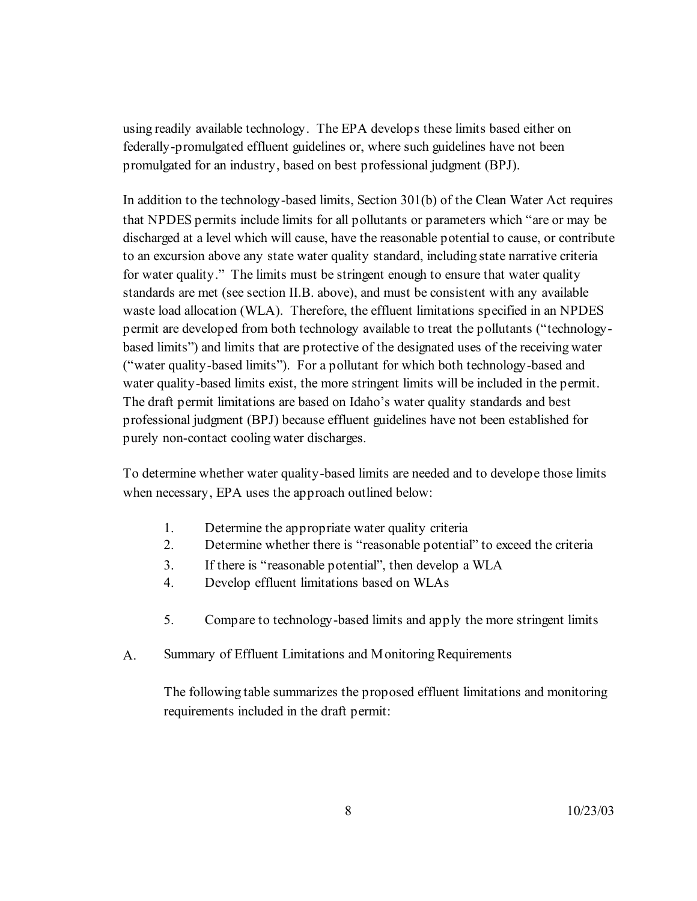using readily available technology. The EPA develops these limits based either on federally-promulgated effluent guidelines or, where such guidelines have not been promulgated for an industry, based on best professional judgment (BPJ).

In addition to the technology-based limits, Section 301(b) of the Clean Water Act requires that NPDES permits include limits for all pollutants or parameters which "are or may be discharged at a level which will cause, have the reasonable potential to cause, or contribute to an excursion above any state water quality standard, including state narrative criteria for water quality." The limits must be stringent enough to ensure that water quality standards are met (see section II.B. above), and must be consistent with any available waste load allocation (WLA). Therefore, the effluent limitations specified in an NPDES permit are developed from both technology available to treat the pollutants ("technology-based limits") and limits that are protective of the designated uses of the receiving water ("water quality-based limits"). For a pollutant for which both technology-based and water quality-based limits exist, the more stringent limits will be included in the permit. The draft permit limitations are based on Idaho's water quality standards and best professional judgment (BPJ) because effluent guidelines have not been established for purely non-contact cooling water discharges.

To determine whether water quality-based limits are needed and to develope those limits when necessary, EPA uses the approach outlined below:

1. Determine the appropriate water quality criteria
2. Determine whether there is "reasonable potential" to exceed the criteria
3. If there is "reasonable potential", then develop a WLA
4. Develop effluent limitations based on WLAs
5. Compare to technology-based limits and apply the more stringent limits

## A. Summary of Effluent Limitations and Monitoring Requirements

The following table summarizes the proposed effluent limitations and monitoring requirements included in the draft permit: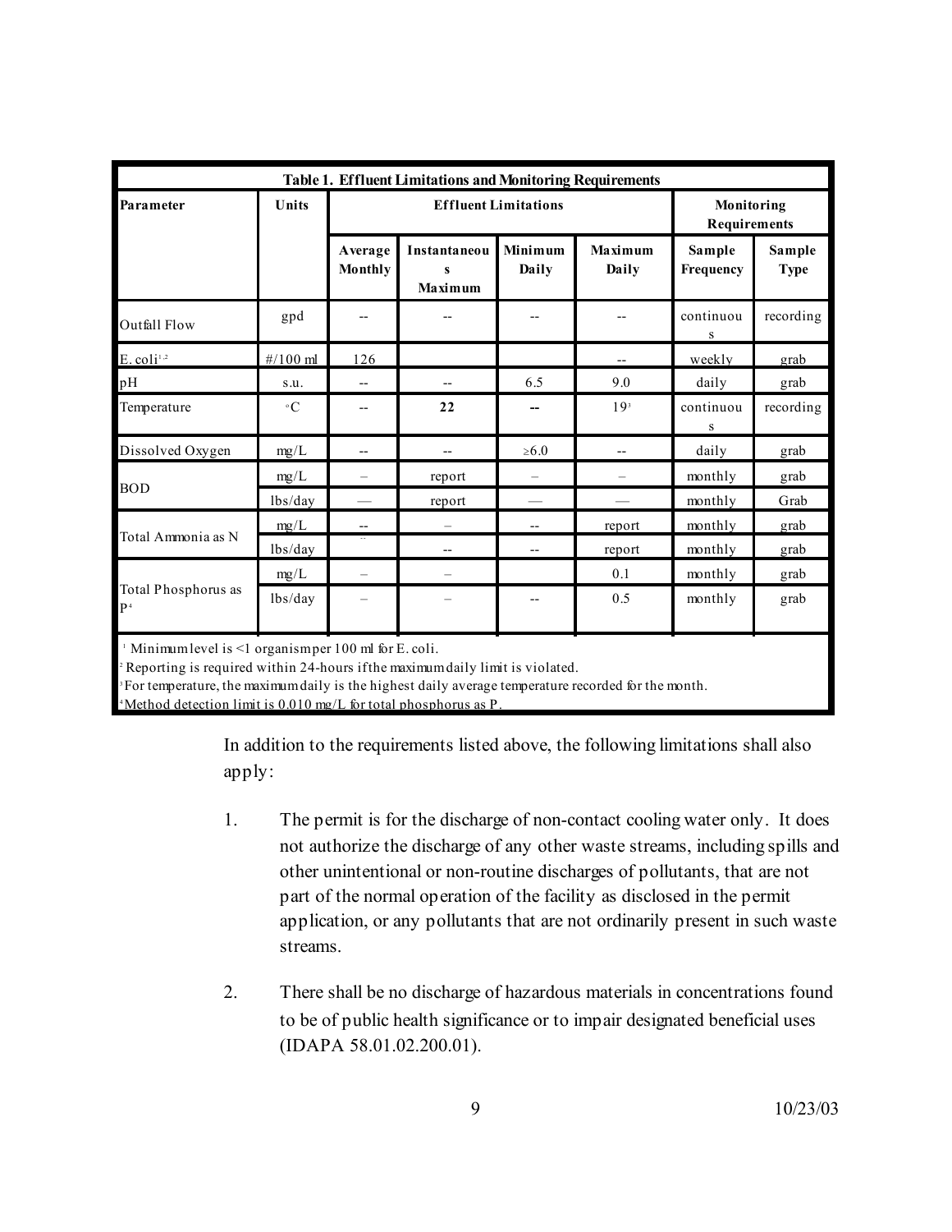| Table 1. Effluent Limitations and Monitoring Requirements | | | | | | | |
|---|---|---|---|---|---|---|---|
| Parameter | Units | Effluent Limitations | | | | Monitoring Requirements | |
| | | Average Monthly | Instantaneous Maximum | Minimum Daily | Maximum Daily | Sample Frequency | Sample Type |
| Outfall Flow | gpd | -- | -- | -- | -- | continuous | recording |
| E. coli[1,2] | #/100 ml | 126 | | | -- | weekly | grab |
| pH | s.u. | -- | -- | 6.5 | 9.0 | daily | grab |
| Temperature | °C | -- | **22** | **--** | 19[3] | continuous | recording |
| Dissolved Oxygen | mg/L | -- | -- | ≥6.0 | -- | daily | grab |
| BOD | mg/L | – | report | – | – | monthly | grab |
| | lbs/day | — | report | — | — | monthly | Grab |
| Total Ammonia as N | mg/L | -- | – | -- | report | monthly | grab |
| | lbs/day | -- | -- | -- | report | monthly | grab |
| Total Phosphorus as P[4] | mg/L | – | – | | 0.1 | monthly | grab |
| | lbs/day | – | – | -- | 0.5 | monthly | grab |

[1] Minimum level is <1 organism per 100 ml for E. coli.
[2] Reporting is required within 24-hours if the maximum daily limit is violated.
[3] For temperature, the maximum daily is the highest daily average temperature recorded for the month.
[4] Method detection limit is 0.010 mg/L for total phosphorus as P.

In addition to the requirements listed above, the following limitations shall also apply:

1. The permit is for the discharge of non-contact cooling water only. It does not authorize the discharge of any other waste streams, including spills and other unintentional or non-routine discharges of pollutants, that are not part of the normal operation of the facility as disclosed in the permit application, or any pollutants that are not ordinarily present in such waste streams.

2. There shall be no discharge of hazardous materials in concentrations found to be of public health significance or to impair designated beneficial uses (IDAPA 58.01.02.200.01).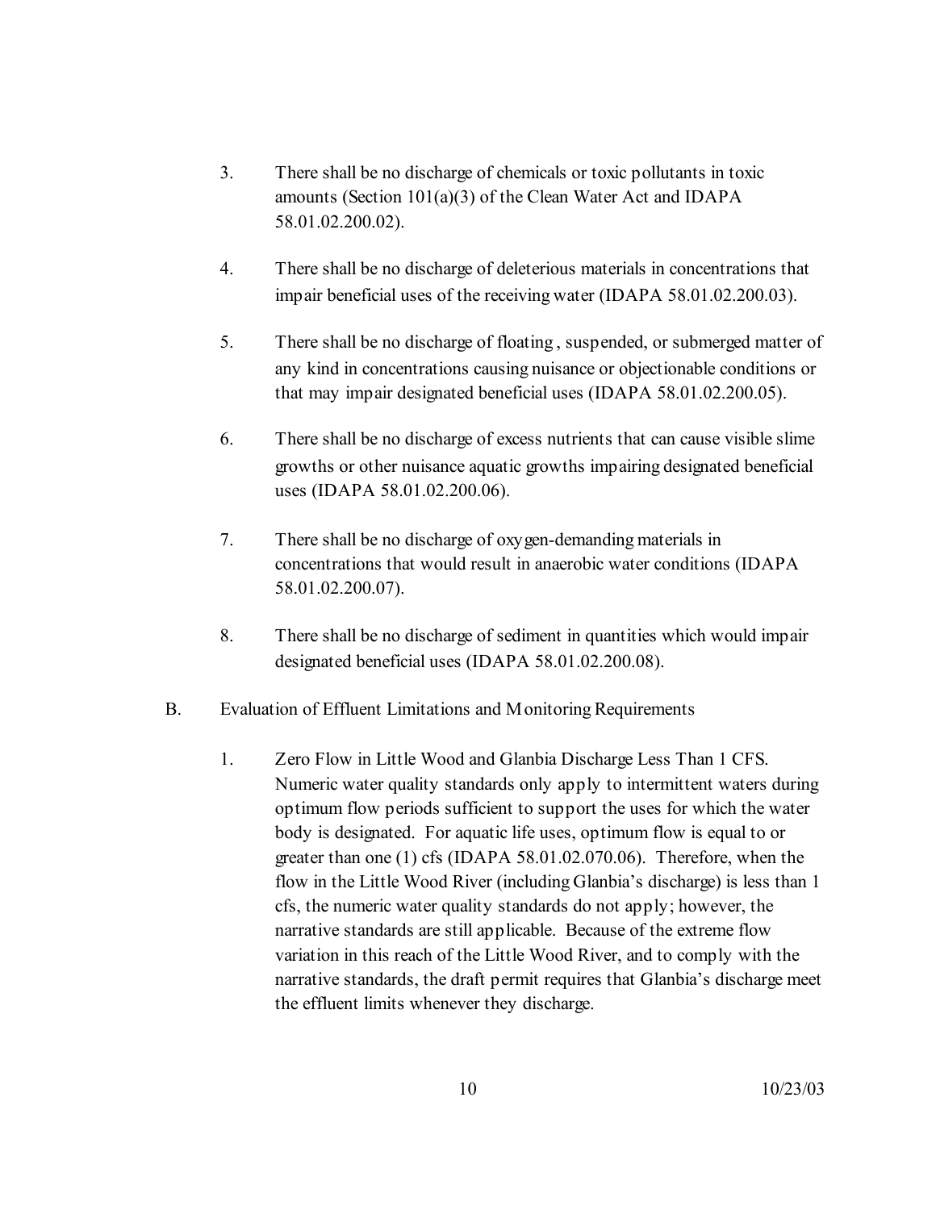3. There shall be no discharge of chemicals or toxic pollutants in toxic amounts (Section 101(a)(3) of the Clean Water Act and IDAPA 58.01.02.200.02).

4. There shall be no discharge of deleterious materials in concentrations that impair beneficial uses of the receiving water (IDAPA 58.01.02.200.03).

5. There shall be no discharge of floating , suspended, or submerged matter of any kind in concentrations causing nuisance or objectionable conditions or that may impair designated beneficial uses (IDAPA 58.01.02.200.05).

6. There shall be no discharge of excess nutrients that can cause visible slime growths or other nuisance aquatic growths impairing designated beneficial uses (IDAPA 58.01.02.200.06).

7. There shall be no discharge of oxygen-demanding materials in concentrations that would result in anaerobic water conditions (IDAPA 58.01.02.200.07).

8. There shall be no discharge of sediment in quantities which would impair designated beneficial uses (IDAPA 58.01.02.200.08).

B. Evaluation of Effluent Limitations and Monitoring Requirements

1. Zero Flow in Little Wood and Glanbia Discharge Less Than 1 CFS. Numeric water quality standards only apply to intermittent waters during optimum flow periods sufficient to support the uses for which the water body is designated. For aquatic life uses, optimum flow is equal to or greater than one (1) cfs (IDAPA 58.01.02.070.06). Therefore, when the flow in the Little Wood River (including Glanbia's discharge) is less than 1 cfs, the numeric water quality standards do not apply; however, the narrative standards are still applicable. Because of the extreme flow variation in this reach of the Little Wood River, and to comply with the narrative standards, the draft permit requires that Glanbia's discharge meet the effluent limits whenever they discharge.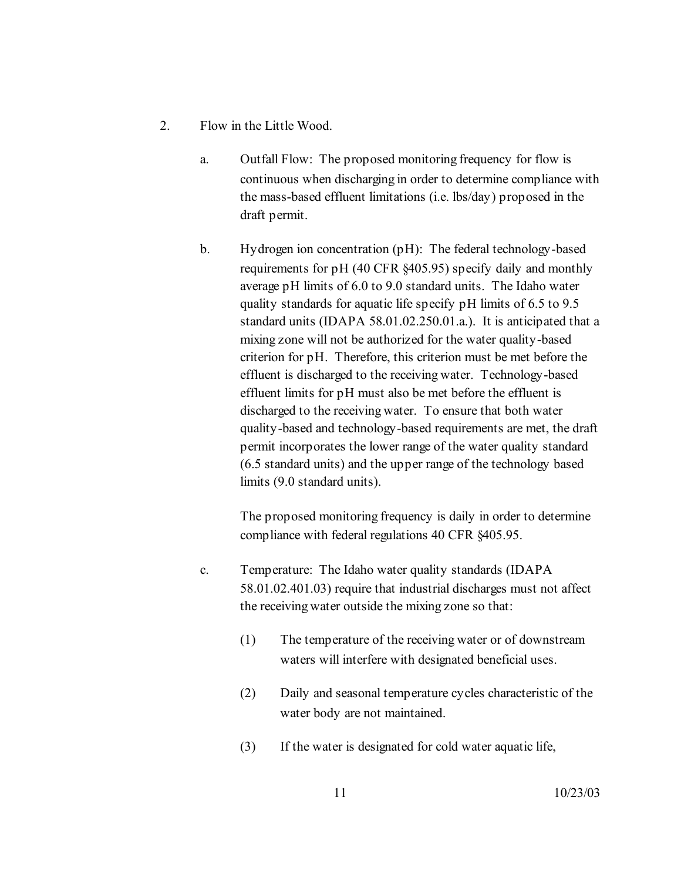2. Flow in the Little Wood.

   a. Outfall Flow: The proposed monitoring frequency for flow is continuous when discharging in order to determine compliance with the mass-based effluent limitations (i.e. lbs/day) proposed in the draft permit.

   b. Hydrogen ion concentration (pH): The federal technology-based requirements for pH (40 CFR §405.95) specify daily and monthly average pH limits of 6.0 to 9.0 standard units. The Idaho water quality standards for aquatic life specify pH limits of 6.5 to 9.5 standard units (IDAPA 58.01.02.250.01.a.). It is anticipated that a mixing zone will not be authorized for the water quality-based criterion for pH. Therefore, this criterion must be met before the effluent is discharged to the receiving water. Technology-based effluent limits for pH must also be met before the effluent is discharged to the receiving water. To ensure that both water quality-based and technology-based requirements are met, the draft permit incorporates the lower range of the water quality standard (6.5 standard units) and the upper range of the technology based limits (9.0 standard units).

      The proposed monitoring frequency is daily in order to determine compliance with federal regulations 40 CFR §405.95.

   c. Temperature: The Idaho water quality standards (IDAPA 58.01.02.401.03) require that industrial discharges must not affect the receiving water outside the mixing zone so that:

      (1) The temperature of the receiving water or of downstream waters will interfere with designated beneficial uses.

      (2) Daily and seasonal temperature cycles characteristic of the water body are not maintained.

      (3) If the water is designated for cold water aquatic life,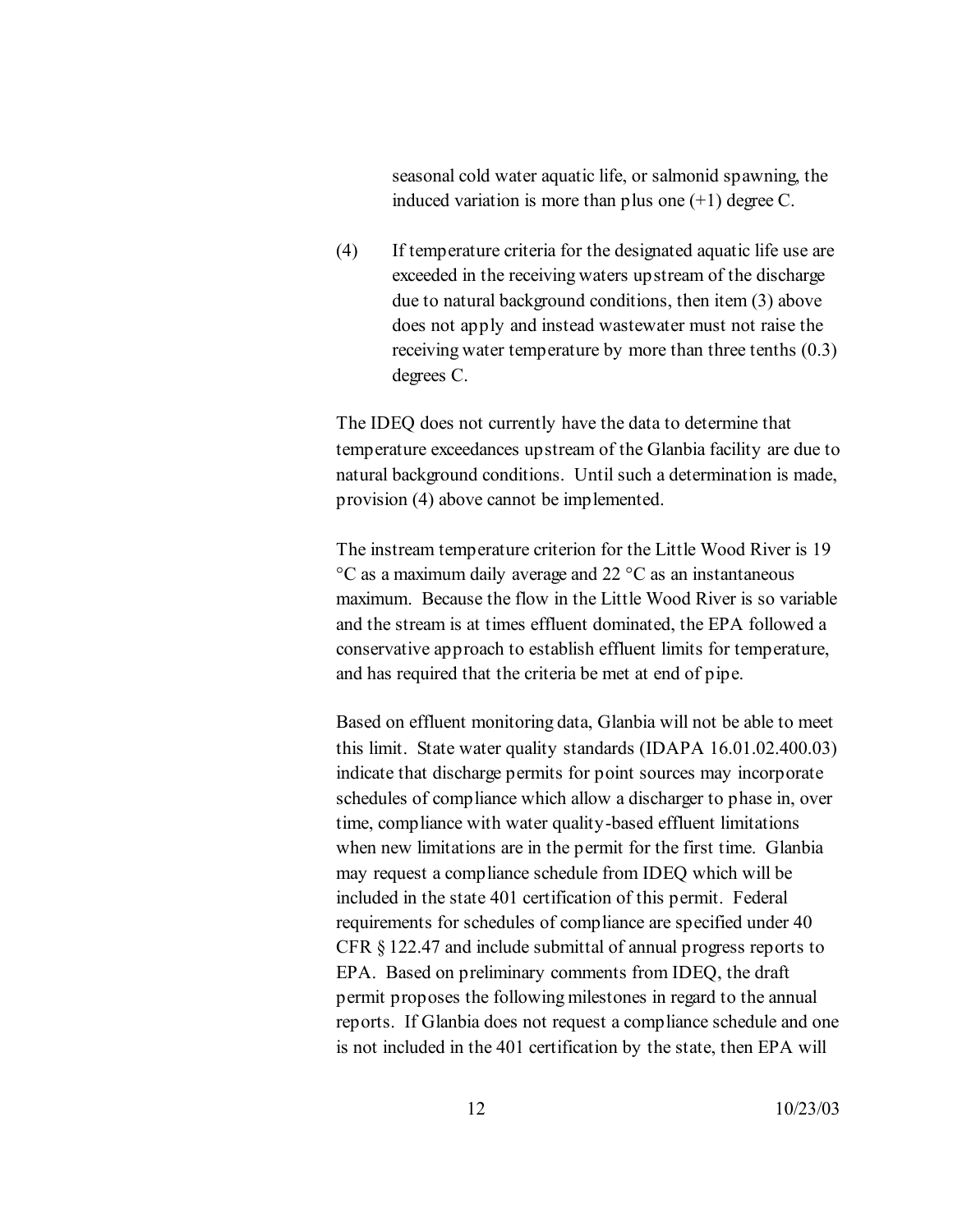seasonal cold water aquatic life, or salmonid spawning, the induced variation is more than plus one (+1) degree C.

(4) If temperature criteria for the designated aquatic life use are exceeded in the receiving waters upstream of the discharge due to natural background conditions, then item (3) above does not apply and instead wastewater must not raise the receiving water temperature by more than three tenths (0.3) degrees C.

The IDEQ does not currently have the data to determine that temperature exceedances upstream of the Glanbia facility are due to natural background conditions. Until such a determination is made, provision (4) above cannot be implemented.

The instream temperature criterion for the Little Wood River is 19 °C as a maximum daily average and 22 °C as an instantaneous maximum. Because the flow in the Little Wood River is so variable and the stream is at times effluent dominated, the EPA followed a conservative approach to establish effluent limits for temperature, and has required that the criteria be met at end of pipe.

Based on effluent monitoring data, Glanbia will not be able to meet this limit. State water quality standards (IDAPA 16.01.02.400.03) indicate that discharge permits for point sources may incorporate schedules of compliance which allow a discharger to phase in, over time, compliance with water quality-based effluent limitations when new limitations are in the permit for the first time. Glanbia may request a compliance schedule from IDEQ which will be included in the state 401 certification of this permit. Federal requirements for schedules of compliance are specified under 40 CFR § 122.47 and include submittal of annual progress reports to EPA. Based on preliminary comments from IDEQ, the draft permit proposes the following milestones in regard to the annual reports. If Glanbia does not request a compliance schedule and one is not included in the 401 certification by the state, then EPA will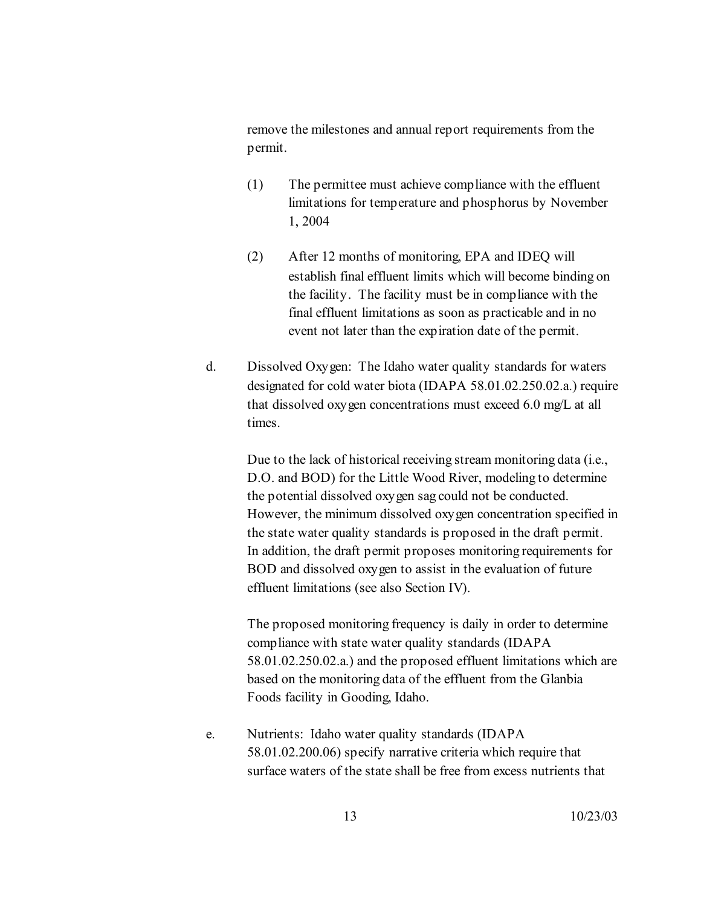remove the milestones and annual report requirements from the permit.

(1) The permittee must achieve compliance with the effluent limitations for temperature and phosphorus by November 1, 2004

(2) After 12 months of monitoring, EPA and IDEQ will establish final effluent limits which will become binding on the facility. The facility must be in compliance with the final effluent limitations as soon as practicable and in no event not later than the expiration date of the permit.

d. Dissolved Oxygen: The Idaho water quality standards for waters designated for cold water biota (IDAPA 58.01.02.250.02.a.) require that dissolved oxygen concentrations must exceed 6.0 mg/L at all times.

Due to the lack of historical receiving stream monitoring data (i.e., D.O. and BOD) for the Little Wood River, modeling to determine the potential dissolved oxygen sag could not be conducted. However, the minimum dissolved oxygen concentration specified in the state water quality standards is proposed in the draft permit. In addition, the draft permit proposes monitoring requirements for BOD and dissolved oxygen to assist in the evaluation of future effluent limitations (see also Section IV).

The proposed monitoring frequency is daily in order to determine compliance with state water quality standards (IDAPA 58.01.02.250.02.a.) and the proposed effluent limitations which are based on the monitoring data of the effluent from the Glanbia Foods facility in Gooding, Idaho.

e. Nutrients: Idaho water quality standards (IDAPA 58.01.02.200.06) specify narrative criteria which require that surface waters of the state shall be free from excess nutrients that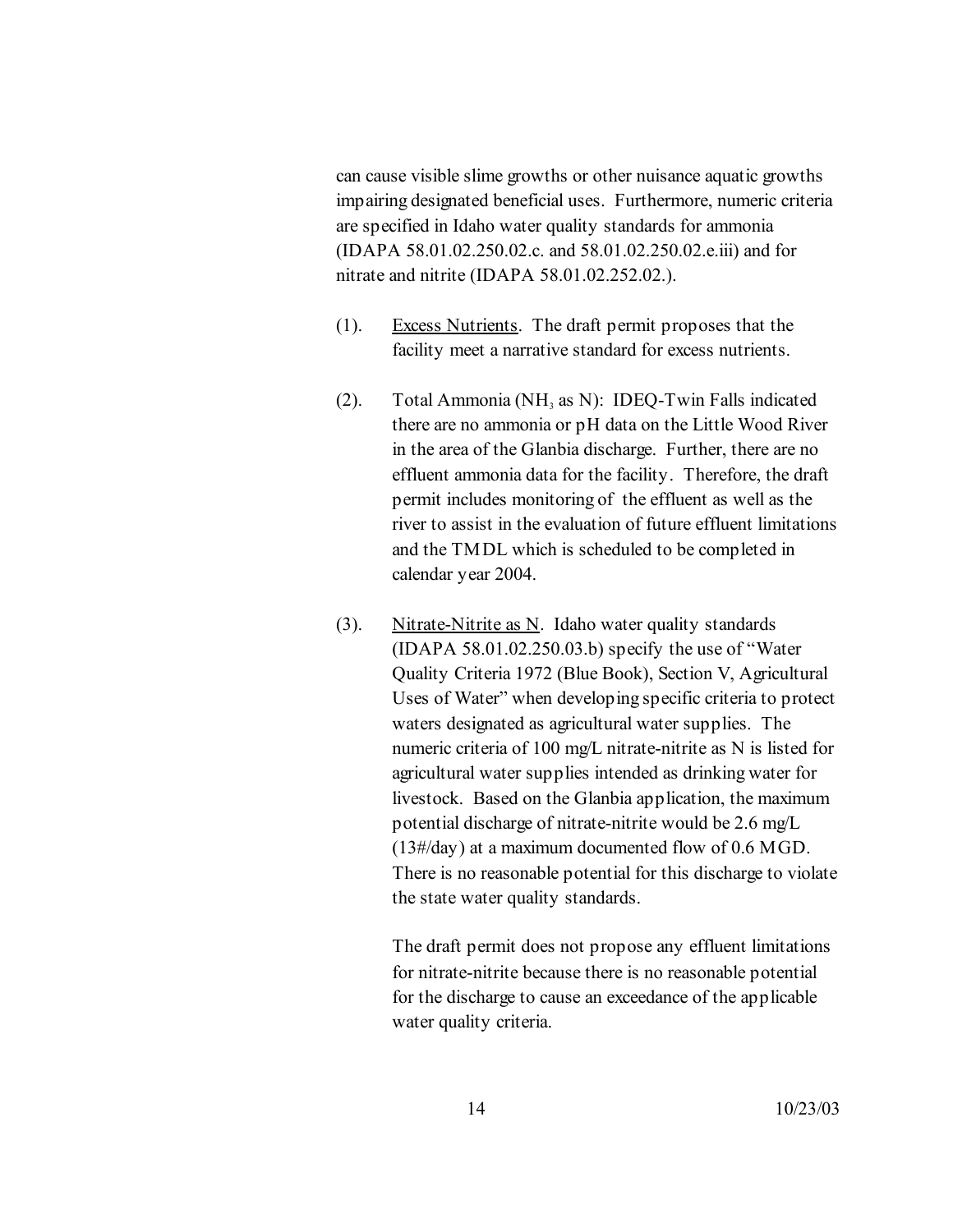can cause visible slime growths or other nuisance aquatic growths impairing designated beneficial uses. Furthermore, numeric criteria are specified in Idaho water quality standards for ammonia (IDAPA 58.01.02.250.02.c. and 58.01.02.250.02.e.iii) and for nitrate and nitrite (IDAPA 58.01.02.252.02.).

(1). Excess Nutrients. The draft permit proposes that the facility meet a narrative standard for excess nutrients.

(2). Total Ammonia ($NH_3$ as N): IDEQ-Twin Falls indicated there are no ammonia or pH data on the Little Wood River in the area of the Glanbia discharge. Further, there are no effluent ammonia data for the facility. Therefore, the draft permit includes monitoring of the effluent as well as the river to assist in the evaluation of future effluent limitations and the TMDL which is scheduled to be completed in calendar year 2004.

(3). Nitrate-Nitrite as N. Idaho water quality standards (IDAPA 58.01.02.250.03.b) specify the use of "Water Quality Criteria 1972 (Blue Book), Section V, Agricultural Uses of Water" when developing specific criteria to protect waters designated as agricultural water supplies. The numeric criteria of 100 mg/L nitrate-nitrite as N is listed for agricultural water supplies intended as drinking water for livestock. Based on the Glanbia application, the maximum potential discharge of nitrate-nitrite would be 2.6 mg/L (13#/day) at a maximum documented flow of 0.6 MGD. There is no reasonable potential for this discharge to violate the state water quality standards.

The draft permit does not propose any effluent limitations for nitrate-nitrite because there is no reasonable potential for the discharge to cause an exceedance of the applicable water quality criteria.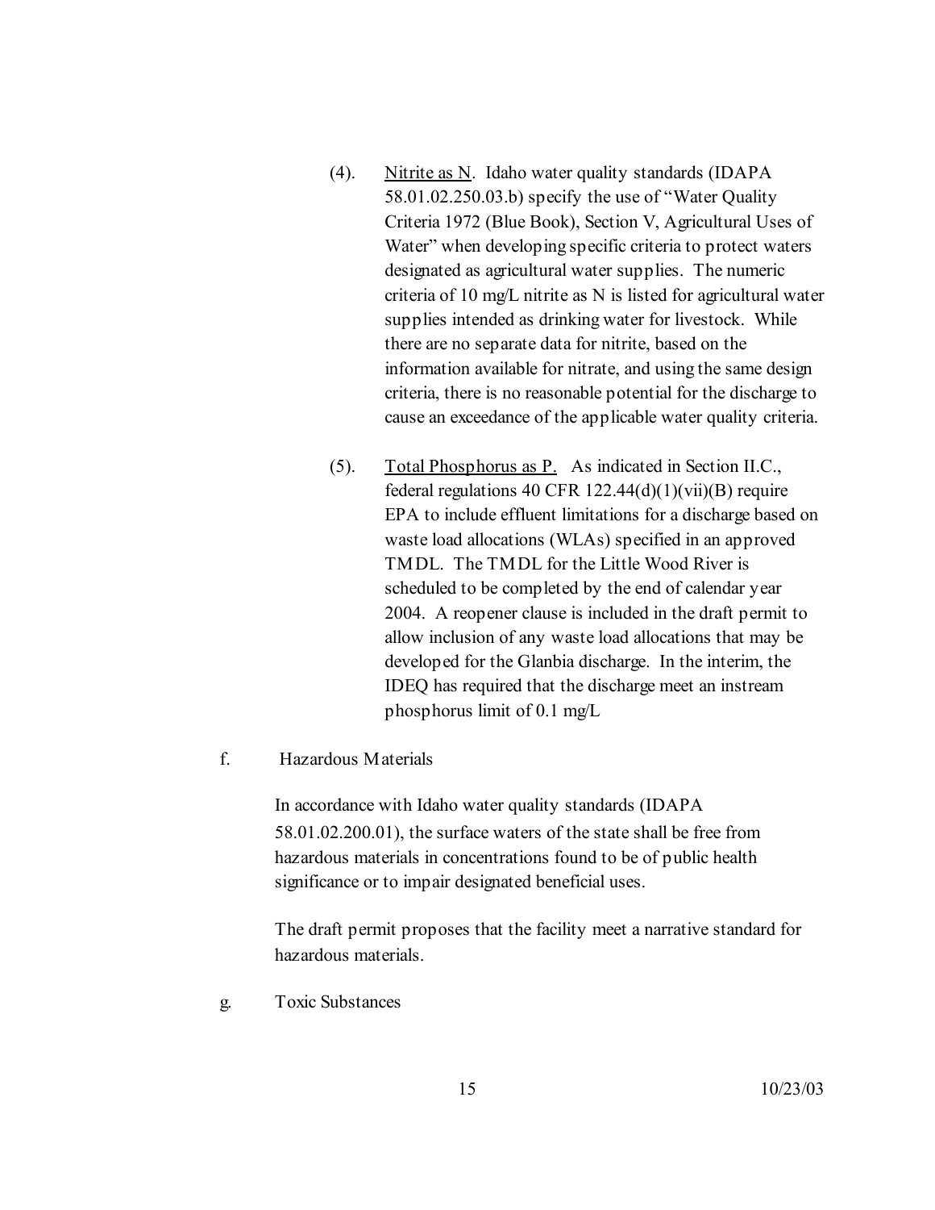(4). <u>Nitrite as N</u>. Idaho water quality standards (IDAPA 58.01.02.250.03.b) specify the use of "Water Quality Criteria 1972 (Blue Book), Section V, Agricultural Uses of Water" when developing specific criteria to protect waters designated as agricultural water supplies. The numeric criteria of 10 mg/L nitrite as N is listed for agricultural water supplies intended as drinking water for livestock. While there are no separate data for nitrite, based on the information available for nitrate, and using the same design criteria, there is no reasonable potential for the discharge to cause an exceedance of the applicable water quality criteria.

(5). <u>Total Phosphorus as P.</u> As indicated in Section II.C., federal regulations 40 CFR 122.44(d)(1)(vii)(B) require EPA to include effluent limitations for a discharge based on waste load allocations (WLAs) specified in an approved TMDL. The TMDL for the Little Wood River is scheduled to be completed by the end of calendar year 2004. A reopener clause is included in the draft permit to allow inclusion of any waste load allocations that may be developed for the Glanbia discharge. In the interim, the IDEQ has required that the discharge meet an instream phosphorus limit of 0.1 mg/L

f. Hazardous Materials

In accordance with Idaho water quality standards (IDAPA 58.01.02.200.01), the surface waters of the state shall be free from hazardous materials in concentrations found to be of public health significance or to impair designated beneficial uses.

The draft permit proposes that the facility meet a narrative standard for hazardous materials.

g. Toxic Substances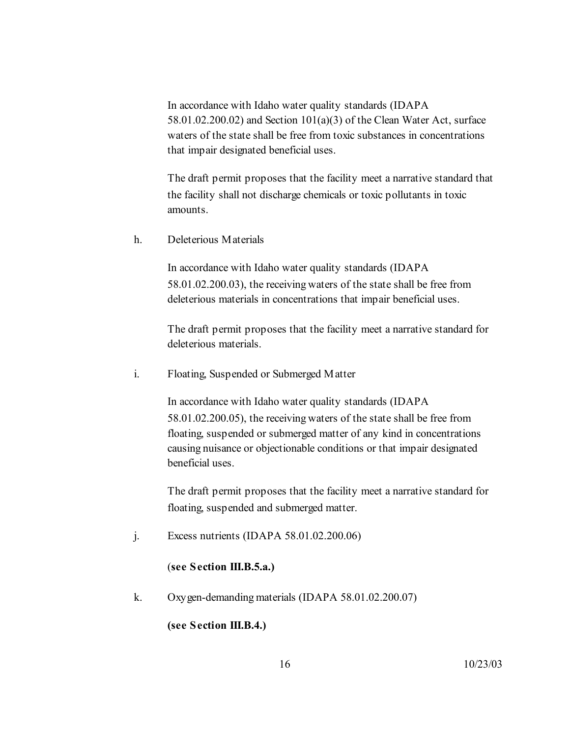In accordance with Idaho water quality standards (IDAPA 58.01.02.200.02) and Section 101(a)(3) of the Clean Water Act, surface waters of the state shall be free from toxic substances in concentrations that impair designated beneficial uses.

The draft permit proposes that the facility meet a narrative standard that the facility shall not discharge chemicals or toxic pollutants in toxic amounts.

h. Deleterious Materials

In accordance with Idaho water quality standards (IDAPA 58.01.02.200.03), the receiving waters of the state shall be free from deleterious materials in concentrations that impair beneficial uses.

The draft permit proposes that the facility meet a narrative standard for deleterious materials.

i. Floating, Suspended or Submerged Matter

In accordance with Idaho water quality standards (IDAPA 58.01.02.200.05), the receiving waters of the state shall be free from floating, suspended or submerged matter of any kind in concentrations causing nuisance or objectionable conditions or that impair designated beneficial uses.

The draft permit proposes that the facility meet a narrative standard for floating, suspended and submerged matter.

j. Excess nutrients (IDAPA 58.01.02.200.06)

(**see Section III.B.5.a.)**

k. Oxygen-demanding materials (IDAPA 58.01.02.200.07)

**(see Section III.B.4.)**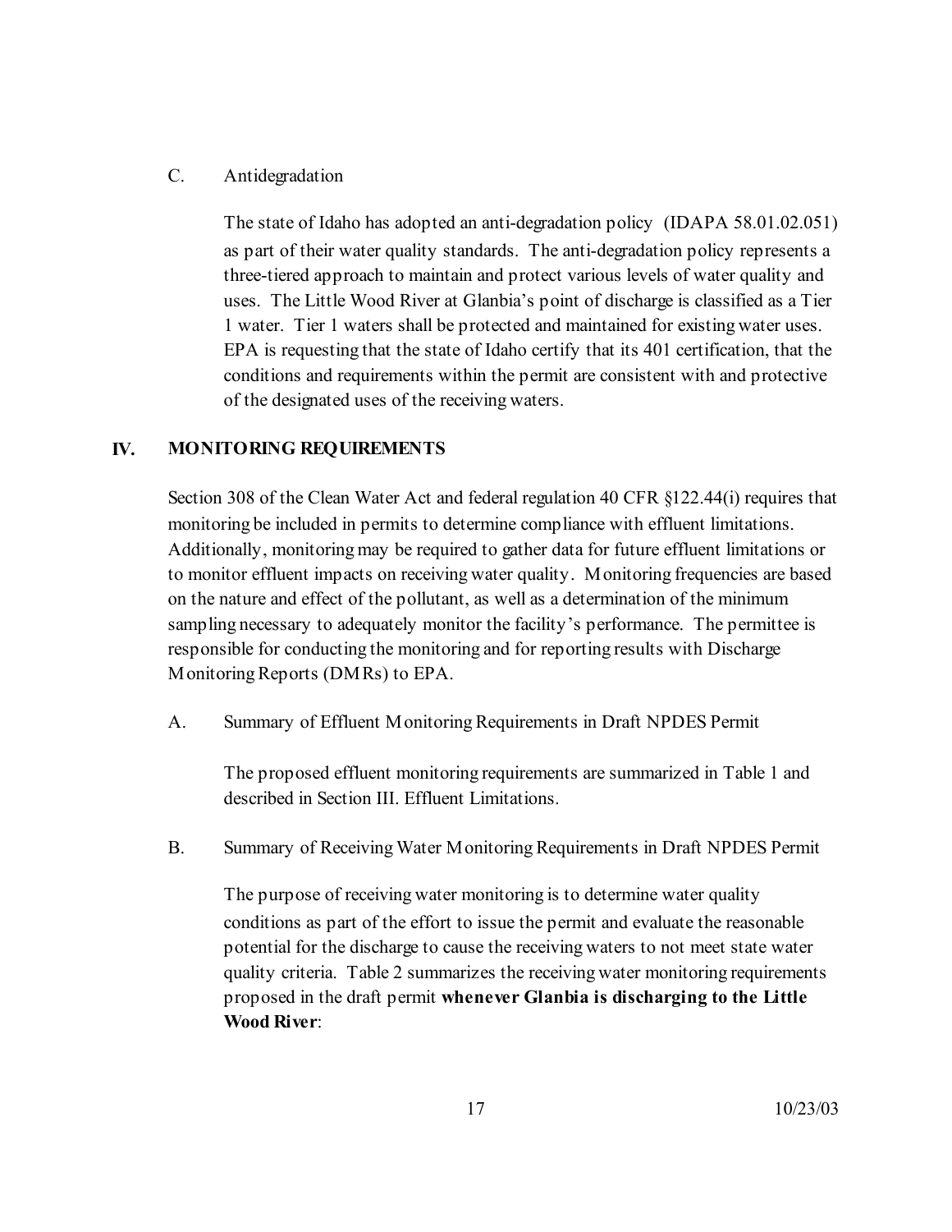C. Antidegradation

The state of Idaho has adopted an anti-degradation policy (IDAPA 58.01.02.051) as part of their water quality standards. The anti-degradation policy represents a three-tiered approach to maintain and protect various levels of water quality and uses. The Little Wood River at Glanbia's point of discharge is classified as a Tier 1 water. Tier 1 waters shall be protected and maintained for existing water uses. EPA is requesting that the state of Idaho certify that its 401 certification, that the conditions and requirements within the permit are consistent with and protective of the designated uses of the receiving waters.

## IV. MONITORING REQUIREMENTS

Section 308 of the Clean Water Act and federal regulation 40 CFR §122.44(i) requires that monitoring be included in permits to determine compliance with effluent limitations. Additionally, monitoring may be required to gather data for future effluent limitations or to monitor effluent impacts on receiving water quality. Monitoring frequencies are based on the nature and effect of the pollutant, as well as a determination of the minimum sampling necessary to adequately monitor the facility's performance. The permittee is responsible for conducting the monitoring and for reporting results with Discharge Monitoring Reports (DMRs) to EPA.

A. Summary of Effluent Monitoring Requirements in Draft NPDES Permit

The proposed effluent monitoring requirements are summarized in Table 1 and described in Section III. Effluent Limitations.

B. Summary of Receiving Water Monitoring Requirements in Draft NPDES Permit

The purpose of receiving water monitoring is to determine water quality conditions as part of the effort to issue the permit and evaluate the reasonable potential for the discharge to cause the receiving waters to not meet state water quality criteria. Table 2 summarizes the receiving water monitoring requirements proposed in the draft permit **whenever Glanbia is discharging to the Little Wood River**: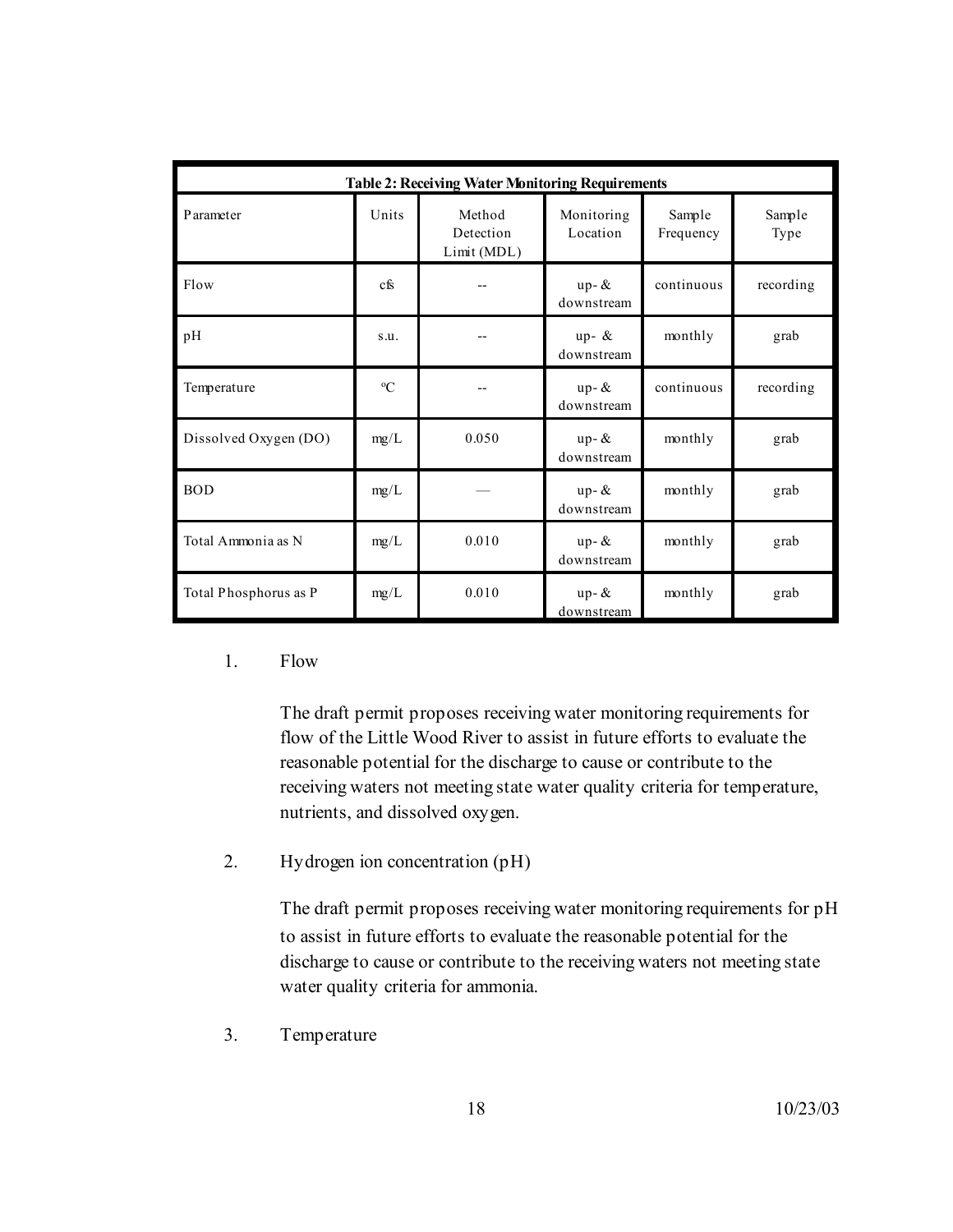| Table 2: Receiving Water Monitoring Requirements | | | | | |
|---|---|---|---|---|---|
| Parameter | Units | Method Detection Limit (MDL) | Monitoring Location | Sample Frequency | Sample Type |
| Flow | cfs | -- | up- & downstream | continuous | recording |
| pH | s.u. | -- | up- & downstream | monthly | grab |
| Temperature | °C | -- | up- & downstream | continuous | recording |
| Dissolved Oxygen (DO) | mg/L | 0.050 | up- & downstream | monthly | grab |
| BOD | mg/L | — | up- & downstream | monthly | grab |
| Total Ammonia as N | mg/L | 0.010 | up- & downstream | monthly | grab |
| Total Phosphorus as P | mg/L | 0.010 | up- & downstream | monthly | grab |

1. Flow

   The draft permit proposes receiving water monitoring requirements for flow of the Little Wood River to assist in future efforts to evaluate the reasonable potential for the discharge to cause or contribute to the receiving waters not meeting state water quality criteria for temperature, nutrients, and dissolved oxygen.

2. Hydrogen ion concentration (pH)

   The draft permit proposes receiving water monitoring requirements for pH to assist in future efforts to evaluate the reasonable potential for the discharge to cause or contribute to the receiving waters not meeting state water quality criteria for ammonia.

3. Temperature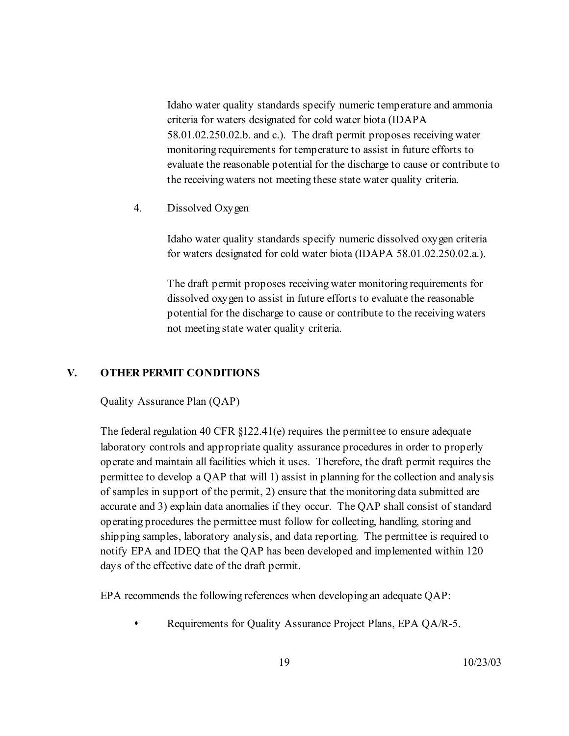Idaho water quality standards specify numeric temperature and ammonia criteria for waters designated for cold water biota (IDAPA 58.01.02.250.02.b. and c.). The draft permit proposes receiving water monitoring requirements for temperature to assist in future efforts to evaluate the reasonable potential for the discharge to cause or contribute to the receiving waters not meeting these state water quality criteria.

4. Dissolved Oxygen

Idaho water quality standards specify numeric dissolved oxygen criteria for waters designated for cold water biota (IDAPA 58.01.02.250.02.a.).

The draft permit proposes receiving water monitoring requirements for dissolved oxygen to assist in future efforts to evaluate the reasonable potential for the discharge to cause or contribute to the receiving waters not meeting state water quality criteria.

## V. OTHER PERMIT CONDITIONS

Quality Assurance Plan (QAP)

The federal regulation 40 CFR §122.41(e) requires the permittee to ensure adequate laboratory controls and appropriate quality assurance procedures in order to properly operate and maintain all facilities which it uses. Therefore, the draft permit requires the permittee to develop a QAP that will 1) assist in planning for the collection and analysis of samples in support of the permit, 2) ensure that the monitoring data submitted are accurate and 3) explain data anomalies if they occur. The QAP shall consist of standard operating procedures the permittee must follow for collecting, handling, storing and shipping samples, laboratory analysis, and data reporting. The permittee is required to notify EPA and IDEQ that the QAP has been developed and implemented within 120 days of the effective date of the draft permit.

EPA recommends the following references when developing an adequate QAP:

- Requirements for Quality Assurance Project Plans, EPA QA/R-5.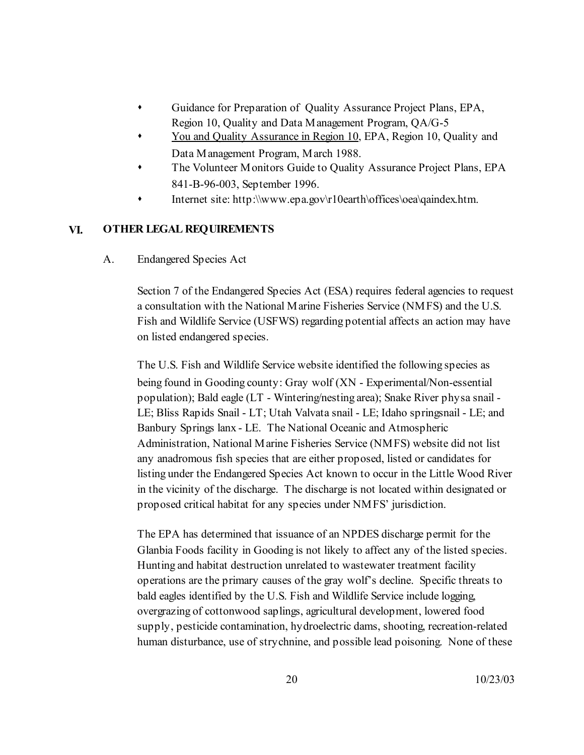- Guidance for Preparation of Quality Assurance Project Plans, EPA, Region 10, Quality and Data Management Program, QA/G-5
- You and Quality Assurance in Region 10, EPA, Region 10, Quality and Data Management Program, March 1988.
- The Volunteer Monitors Guide to Quality Assurance Project Plans, EPA 841-B-96-003, September 1996.
- Internet site: http:\\www.epa.gov\r10earth\offices\oea\qaindex.htm.

## VI. OTHER LEGAL REQUIREMENTS

### A. Endangered Species Act

Section 7 of the Endangered Species Act (ESA) requires federal agencies to request a consultation with the National Marine Fisheries Service (NMFS) and the U.S. Fish and Wildlife Service (USFWS) regarding potential affects an action may have on listed endangered species.

The U.S. Fish and Wildlife Service website identified the following species as being found in Gooding county: Gray wolf (XN - Experimental/Non-essential population); Bald eagle (LT - Wintering/nesting area); Snake River physa snail - LE; Bliss Rapids Snail - LT; Utah Valvata snail - LE; Idaho springsnail - LE; and Banbury Springs lanx - LE. The National Oceanic and Atmospheric Administration, National Marine Fisheries Service (NMFS) website did not list any anadromous fish species that are either proposed, listed or candidates for listing under the Endangered Species Act known to occur in the Little Wood River in the vicinity of the discharge. The discharge is not located within designated or proposed critical habitat for any species under NMFS' jurisdiction.

The EPA has determined that issuance of an NPDES discharge permit for the Glanbia Foods facility in Gooding is not likely to affect any of the listed species. Hunting and habitat destruction unrelated to wastewater treatment facility operations are the primary causes of the gray wolf's decline. Specific threats to bald eagles identified by the U.S. Fish and Wildlife Service include logging, overgrazing of cottonwood saplings, agricultural development, lowered food supply, pesticide contamination, hydroelectric dams, shooting, recreation-related human disturbance, use of strychnine, and possible lead poisoning. None of these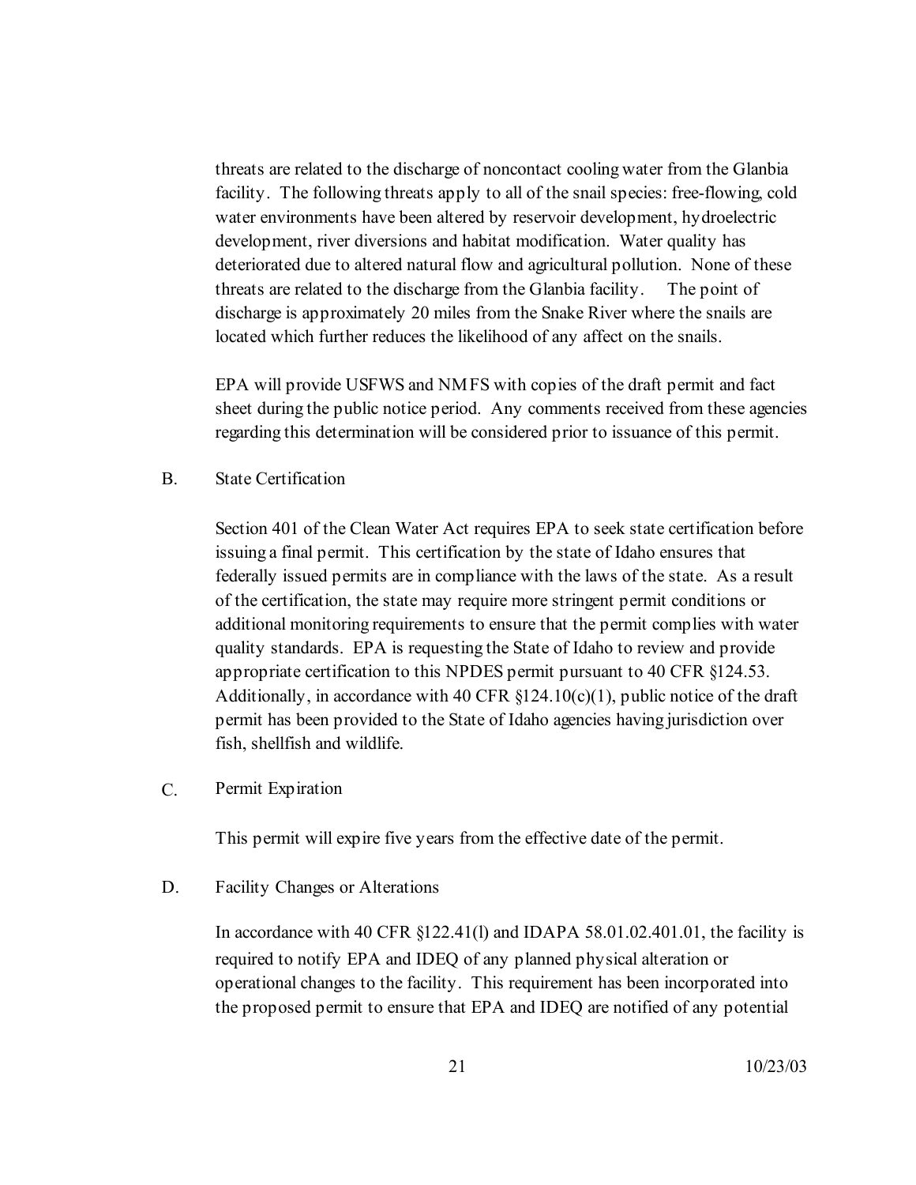threats are related to the discharge of noncontact cooling water from the Glanbia facility. The following threats apply to all of the snail species: free-flowing, cold water environments have been altered by reservoir development, hydroelectric development, river diversions and habitat modification. Water quality has deteriorated due to altered natural flow and agricultural pollution. None of these threats are related to the discharge from the Glanbia facility. The point of discharge is approximately 20 miles from the Snake River where the snails are located which further reduces the likelihood of any affect on the snails.

EPA will provide USFWS and NMFS with copies of the draft permit and fact sheet during the public notice period. Any comments received from these agencies regarding this determination will be considered prior to issuance of this permit.

B. State Certification

Section 401 of the Clean Water Act requires EPA to seek state certification before issuing a final permit. This certification by the state of Idaho ensures that federally issued permits are in compliance with the laws of the state. As a result of the certification, the state may require more stringent permit conditions or additional monitoring requirements to ensure that the permit complies with water quality standards. EPA is requesting the State of Idaho to review and provide appropriate certification to this NPDES permit pursuant to 40 CFR §124.53. Additionally, in accordance with 40 CFR §124.10(c)(1), public notice of the draft permit has been provided to the State of Idaho agencies having jurisdiction over fish, shellfish and wildlife.

C. Permit Expiration

This permit will expire five years from the effective date of the permit.

D. Facility Changes or Alterations

In accordance with 40 CFR §122.41(l) and IDAPA 58.01.02.401.01, the facility is required to notify EPA and IDEQ of any planned physical alteration or operational changes to the facility. This requirement has been incorporated into the proposed permit to ensure that EPA and IDEQ are notified of any potential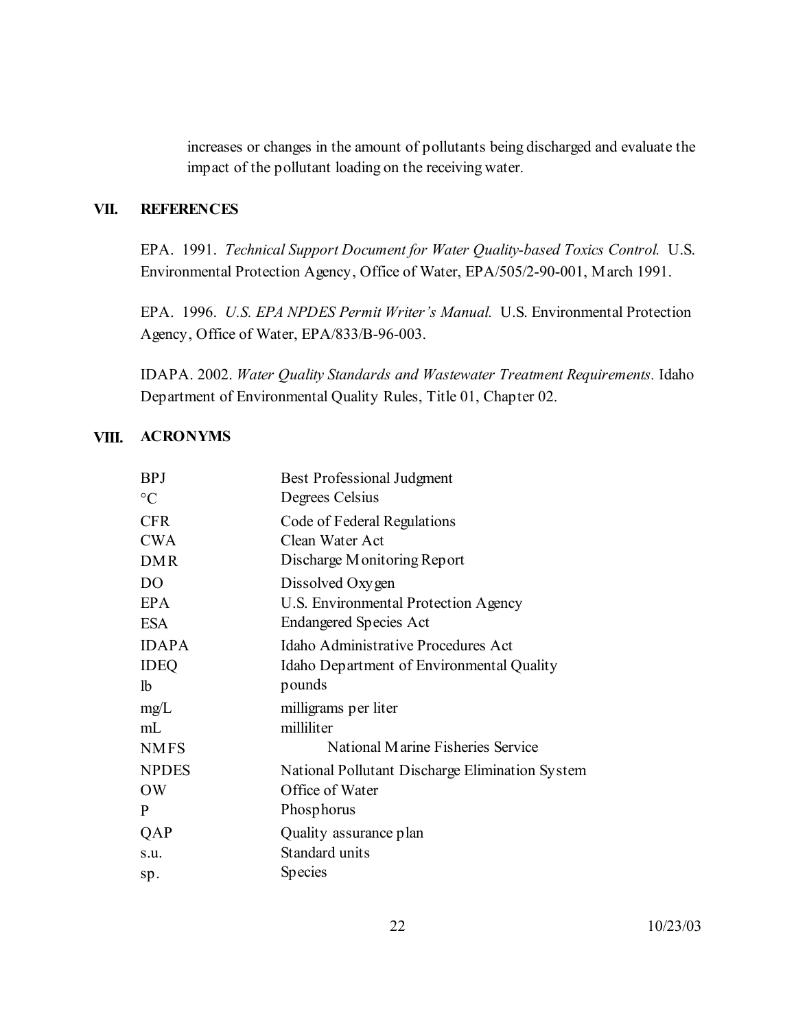increases or changes in the amount of pollutants being discharged and evaluate the impact of the pollutant loading on the receiving water.

## VII. REFERENCES

EPA. 1991. *Technical Support Document for Water Quality-based Toxics Control.* U.S. Environmental Protection Agency, Office of Water, EPA/505/2-90-001, March 1991.

EPA. 1996. *U.S. EPA NPDES Permit Writer's Manual.* U.S. Environmental Protection Agency, Office of Water, EPA/833/B-96-003.

IDAPA. 2002. *Water Quality Standards and Wastewater Treatment Requirements.* Idaho Department of Environmental Quality Rules, Title 01, Chapter 02.

## VIII. ACRONYMS

| | |
|---|---|
| BPJ | Best Professional Judgment |
| °C | Degrees Celsius |
| CFR | Code of Federal Regulations |
| CWA | Clean Water Act |
| DMR | Discharge Monitoring Report |
| DO | Dissolved Oxygen |
| EPA | U.S. Environmental Protection Agency |
| ESA | Endangered Species Act |
| IDAPA | Idaho Administrative Procedures Act |
| IDEQ | Idaho Department of Environmental Quality |
| lb | pounds |
| mg/L | milligrams per liter |
| mL | milliliter |
| NMFS | National Marine Fisheries Service |
| NPDES | National Pollutant Discharge Elimination System |
| OW | Office of Water |
| P | Phosphorus |
| QAP | Quality assurance plan |
| s.u. | Standard units |
| sp. | Species |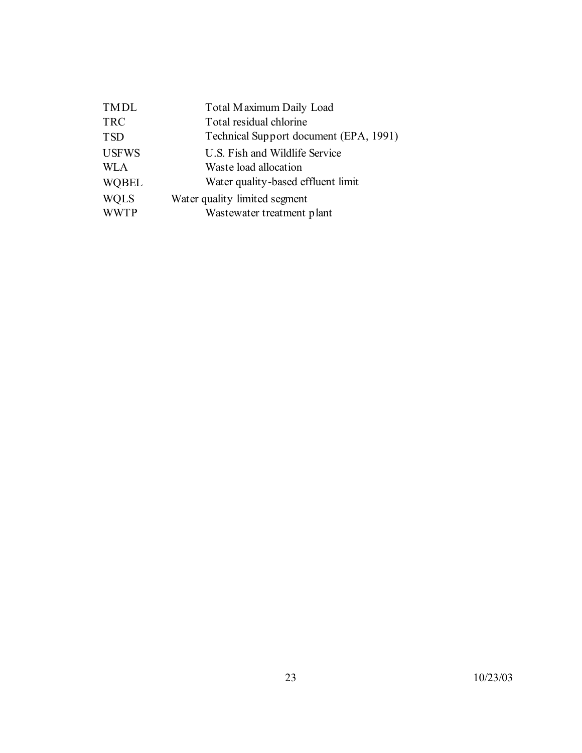| | |
|---|---|
| TMDL | Total Maximum Daily Load |
| TRC | Total residual chlorine |
| TSD | Technical Support document (EPA, 1991) |
| USFWS | U.S. Fish and Wildlife Service |
| WLA | Waste load allocation |
| WQBEL | Water quality-based effluent limit |
| WQLS | Water quality limited segment |
| WWTP | Wastewater treatment plant |

10/23/03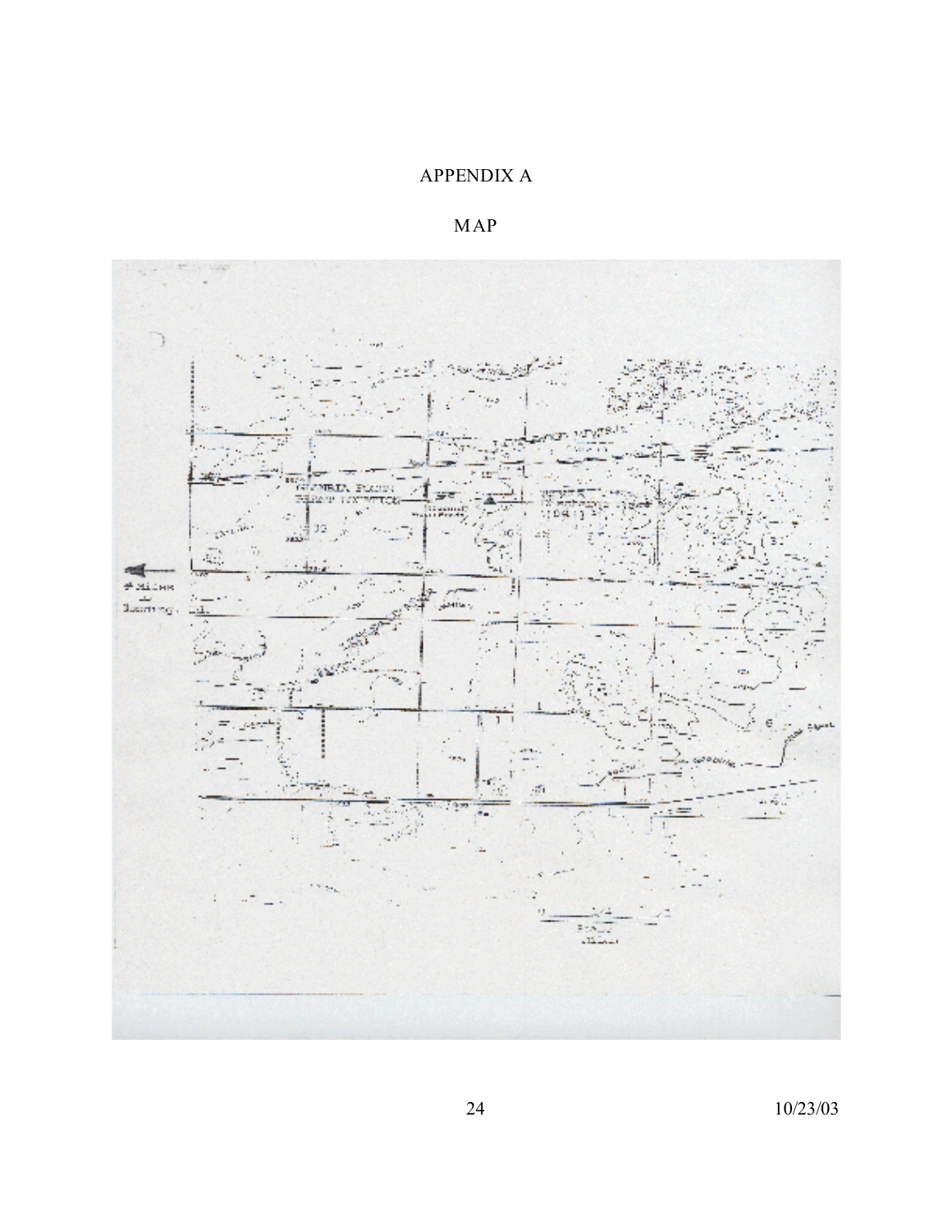# APPENDIX A

## MAP